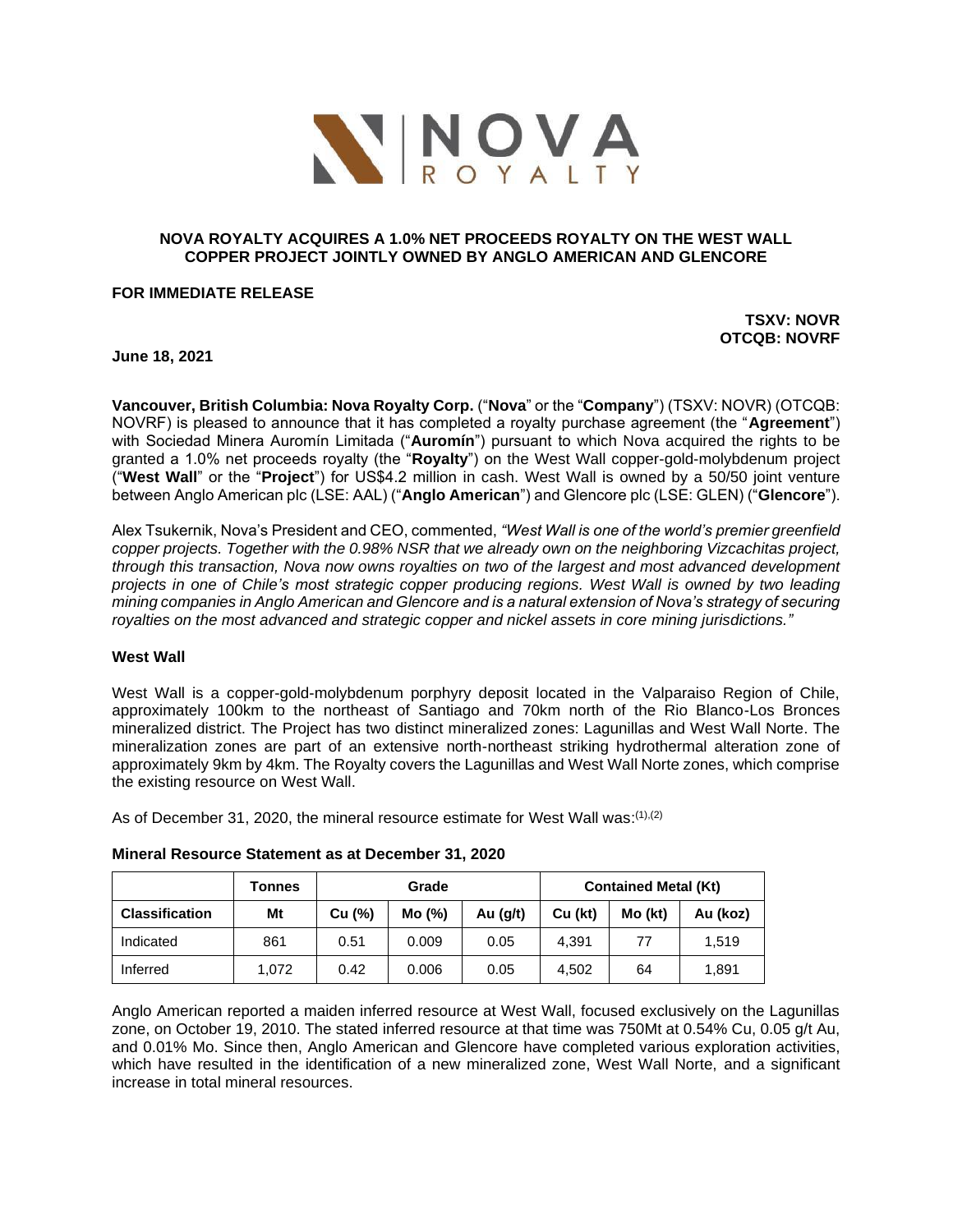# NOVA ROYALTY ACQUIRES A 1.0% NET PROCEEDS ROYALTY ON THE WEST WALL COPPER PROJECT JOINTLY OWNED BY ANGLO AMERICAN AND GLENCORE

**FOR IMMEDIATE RELEASE**

**TSXV: NOVR**
**OTCQB: NOVRF**

**June 18, 2021**

**Vancouver, British Columbia: Nova Royalty Corp.** ("**Nova**" or the "**Company**") (TSXV: NOVR) (OTCQB: NOVRF) is pleased to announce that it has completed a royalty purchase agreement (the "**Agreement**") with Sociedad Minera Auromín Limitada ("**Auromín**") pursuant to which Nova acquired the rights to be granted a 1.0% net proceeds royalty (the "**Royalty**") on the West Wall copper-gold-molybdenum project ("**West Wall**" or the "**Project**") for US$4.2 million in cash. West Wall is owned by a 50/50 joint venture between Anglo American plc (LSE: AAL) ("**Anglo American**") and Glencore plc (LSE: GLEN) ("**Glencore**").

Alex Tsukernik, Nova's President and CEO, commented, *"West Wall is one of the world's premier greenfield copper projects. Together with the 0.98% NSR that we already own on the neighboring Vizcachitas project, through this transaction, Nova now owns royalties on two of the largest and most advanced development projects in one of Chile's most strategic copper producing regions. West Wall is owned by two leading mining companies in Anglo American and Glencore and is a natural extension of Nova's strategy of securing royalties on the most advanced and strategic copper and nickel assets in core mining jurisdictions."*

## West Wall

West Wall is a copper-gold-molybdenum porphyry deposit located in the Valparaiso Region of Chile, approximately 100km to the northeast of Santiago and 70km north of the Rio Blanco-Los Bronces mineralized district. The Project has two distinct mineralized zones: Lagunillas and West Wall Norte. The mineralization zones are part of an extensive north-northeast striking hydrothermal alteration zone of approximately 9km by 4km. The Royalty covers the Lagunillas and West Wall Norte zones, which comprise the existing resource on West Wall.

As of December 31, 2020, the mineral resource estimate for West Wall was:[(1),(2)]

**Mineral Resource Statement as at December 31, 2020**

| | Tonnes | Grade | | | Contained Metal (Kt) | | |
|---|---|---|---|---|---|---|---|
| **Classification** | **Mt** | **Cu (%)** | **Mo (%)** | **Au (g/t)** | **Cu (kt)** | **Mo (kt)** | **Au (koz)** |
| Indicated | 861 | 0.51 | 0.009 | 0.05 | 4,391 | 77 | 1,519 |
| Inferred | 1,072 | 0.42 | 0.006 | 0.05 | 4,502 | 64 | 1,891 |

Anglo American reported a maiden inferred resource at West Wall, focused exclusively on the Lagunillas zone, on October 19, 2010. The stated inferred resource at that time was 750Mt at 0.54% Cu, 0.05 g/t Au, and 0.01% Mo. Since then, Anglo American and Glencore have completed various exploration activities, which have resulted in the identification of a new mineralized zone, West Wall Norte, and a significant increase in total mineral resources.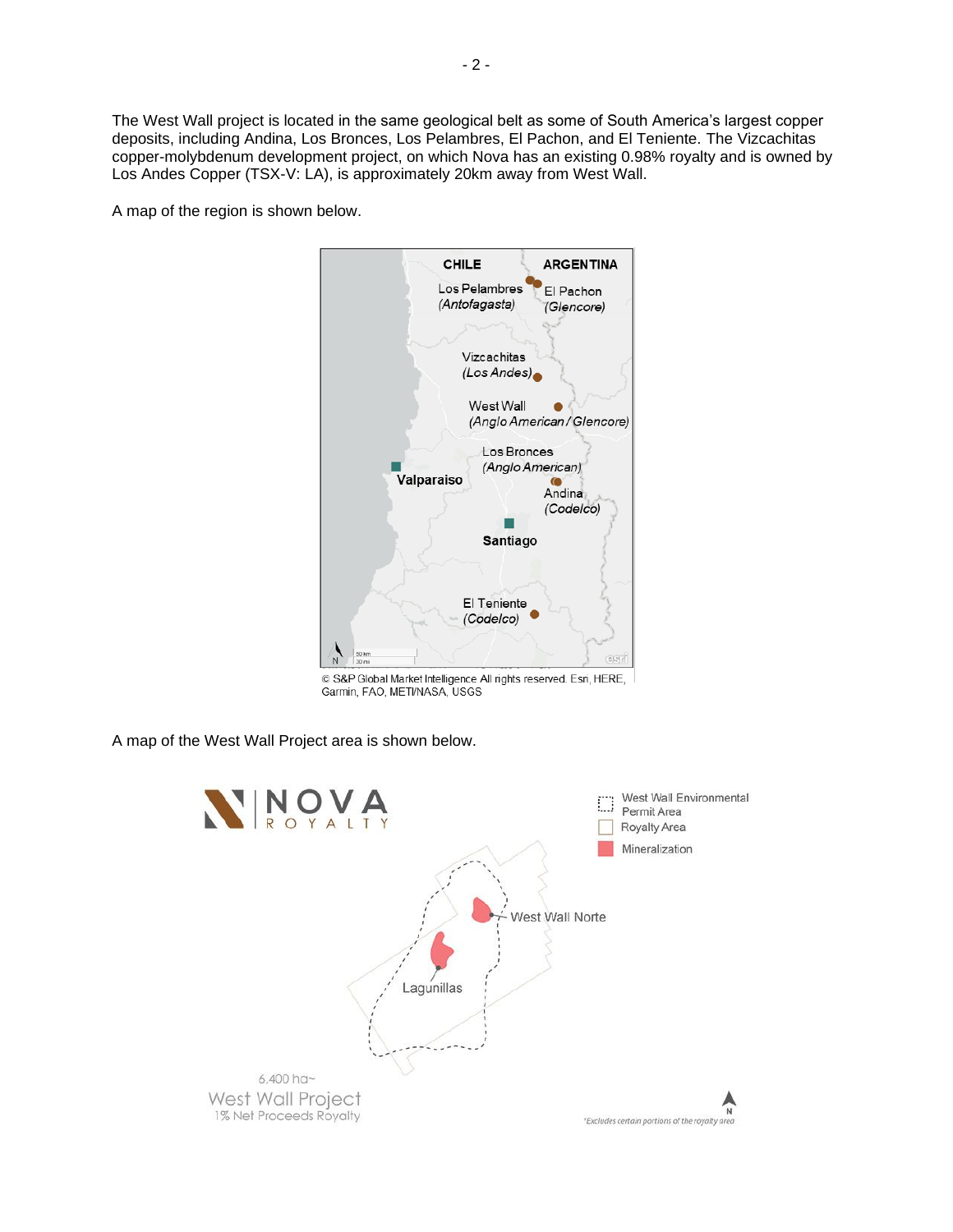The West Wall project is located in the same geological belt as some of South America's largest copper deposits, including Andina, Los Bronces, Los Pelambres, El Pachon, and El Teniente. The Vizcachitas copper-molybdenum development project, on which Nova has an existing 0.98% royalty and is owned by Los Andes Copper (TSX-V: LA), is approximately 20km away from West Wall.

A map of the region is shown below.

© S&P Global Market Intelligence All rights reserved. Esri, HERE, Garmin, FAO, METI/NASA, USGS

A map of the West Wall Project area is shown below.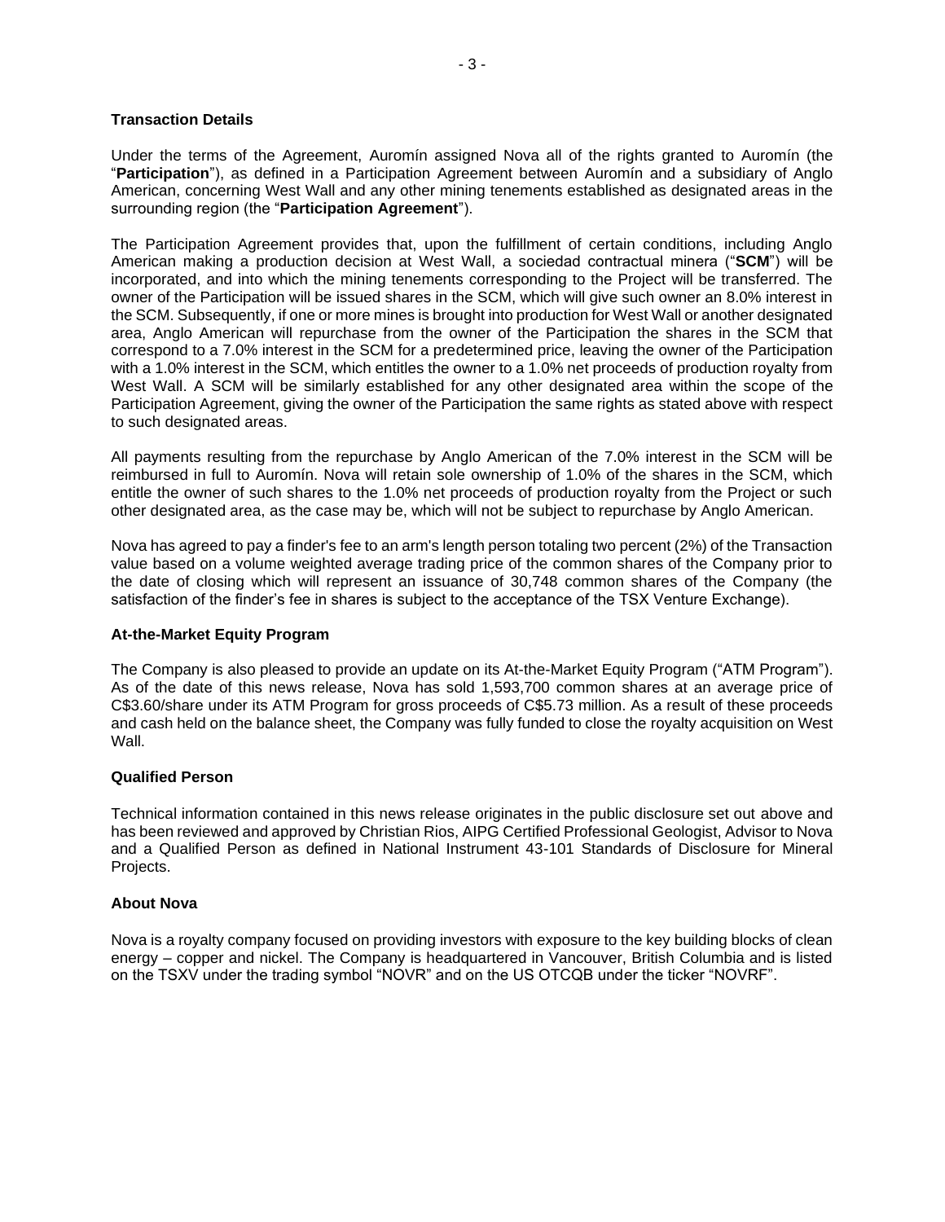### Transaction Details

Under the terms of the Agreement, Auromín assigned Nova all of the rights granted to Auromín (the "**Participation**"), as defined in a Participation Agreement between Auromín and a subsidiary of Anglo American, concerning West Wall and any other mining tenements established as designated areas in the surrounding region (the "**Participation Agreement**").

The Participation Agreement provides that, upon the fulfillment of certain conditions, including Anglo American making a production decision at West Wall, a sociedad contractual minera ("**SCM**") will be incorporated, and into which the mining tenements corresponding to the Project will be transferred. The owner of the Participation will be issued shares in the SCM, which will give such owner an 8.0% interest in the SCM. Subsequently, if one or more mines is brought into production for West Wall or another designated area, Anglo American will repurchase from the owner of the Participation the shares in the SCM that correspond to a 7.0% interest in the SCM for a predetermined price, leaving the owner of the Participation with a 1.0% interest in the SCM, which entitles the owner to a 1.0% net proceeds of production royalty from West Wall. A SCM will be similarly established for any other designated area within the scope of the Participation Agreement, giving the owner of the Participation the same rights as stated above with respect to such designated areas.

All payments resulting from the repurchase by Anglo American of the 7.0% interest in the SCM will be reimbursed in full to Auromín. Nova will retain sole ownership of 1.0% of the shares in the SCM, which entitle the owner of such shares to the 1.0% net proceeds of production royalty from the Project or such other designated area, as the case may be, which will not be subject to repurchase by Anglo American.

Nova has agreed to pay a finder's fee to an arm's length person totaling two percent (2%) of the Transaction value based on a volume weighted average trading price of the common shares of the Company prior to the date of closing which will represent an issuance of 30,748 common shares of the Company (the satisfaction of the finder's fee in shares is subject to the acceptance of the TSX Venture Exchange).

### At-the-Market Equity Program

The Company is also pleased to provide an update on its At-the-Market Equity Program ("ATM Program"). As of the date of this news release, Nova has sold 1,593,700 common shares at an average price of C$3.60/share under its ATM Program for gross proceeds of C$5.73 million. As a result of these proceeds and cash held on the balance sheet, the Company was fully funded to close the royalty acquisition on West Wall.

### Qualified Person

Technical information contained in this news release originates in the public disclosure set out above and has been reviewed and approved by Christian Rios, AIPG Certified Professional Geologist, Advisor to Nova and a Qualified Person as defined in National Instrument 43-101 Standards of Disclosure for Mineral Projects.

### About Nova

Nova is a royalty company focused on providing investors with exposure to the key building blocks of clean energy – copper and nickel. The Company is headquartered in Vancouver, British Columbia and is listed on the TSXV under the trading symbol "NOVR" and on the US OTCQB under the ticker "NOVRF".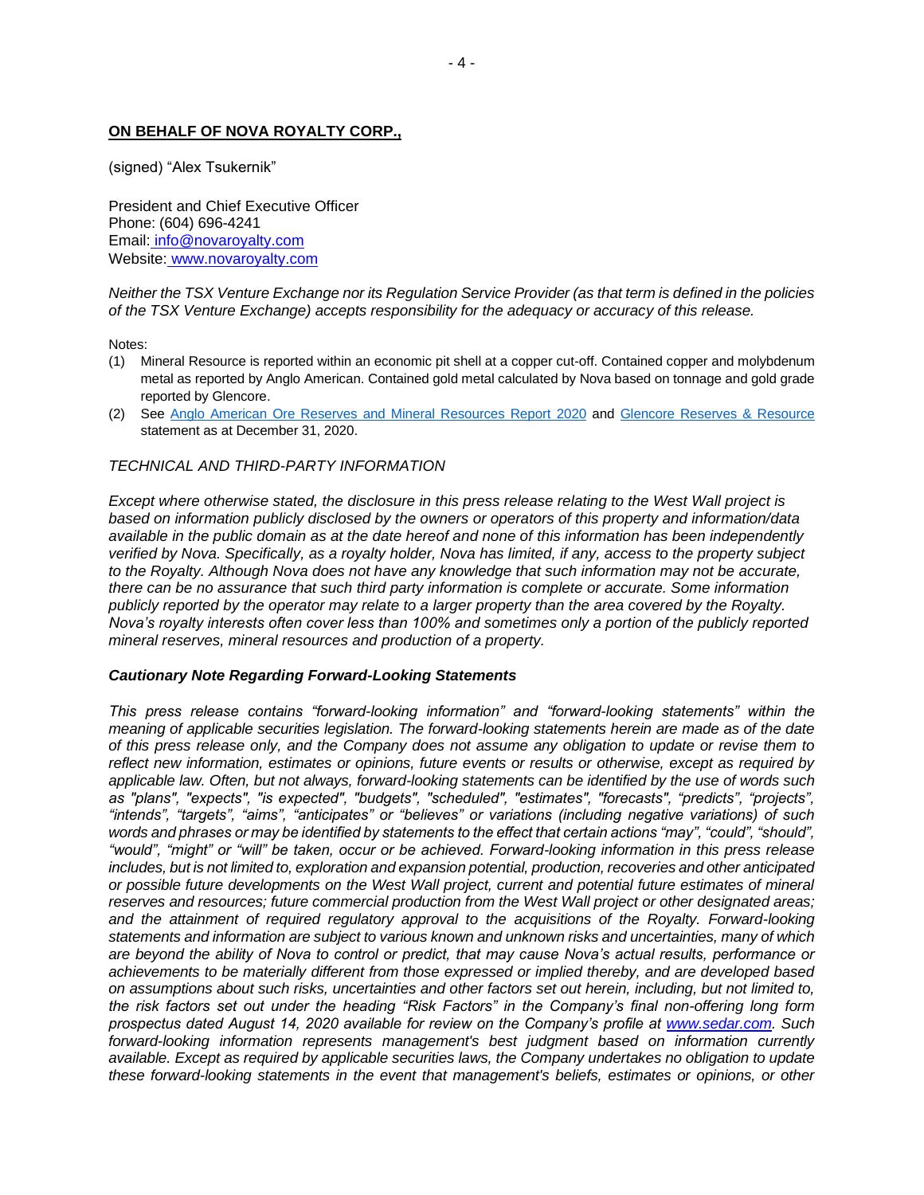**ON BEHALF OF NOVA ROYALTY CORP.,**

(signed) "Alex Tsukernik"

President and Chief Executive Officer
Phone: (604) 696-4241
Email: info@novaroyalty.com
Website: www.novaroyalty.com

*Neither the TSX Venture Exchange nor its Regulation Service Provider (as that term is defined in the policies of the TSX Venture Exchange) accepts responsibility for the adequacy or accuracy of this release.*

Notes:

(1) Mineral Resource is reported within an economic pit shell at a copper cut-off. Contained copper and molybdenum metal as reported by Anglo American. Contained gold metal calculated by Nova based on tonnage and gold grade reported by Glencore.

(2) See Anglo American Ore Reserves and Mineral Resources Report 2020 and Glencore Reserves & Resource statement as at December 31, 2020.

*TECHNICAL AND THIRD-PARTY INFORMATION*

*Except where otherwise stated, the disclosure in this press release relating to the West Wall project is based on information publicly disclosed by the owners or operators of this property and information/data available in the public domain as at the date hereof and none of this information has been independently verified by Nova. Specifically, as a royalty holder, Nova has limited, if any, access to the property subject to the Royalty. Although Nova does not have any knowledge that such information may not be accurate, there can be no assurance that such third party information is complete or accurate. Some information publicly reported by the operator may relate to a larger property than the area covered by the Royalty. Nova's royalty interests often cover less than 100% and sometimes only a portion of the publicly reported mineral reserves, mineral resources and production of a property.*

***Cautionary Note Regarding Forward-Looking Statements***

*This press release contains "forward-looking information" and "forward-looking statements" within the meaning of applicable securities legislation. The forward-looking statements herein are made as of the date of this press release only, and the Company does not assume any obligation to update or revise them to reflect new information, estimates or opinions, future events or results or otherwise, except as required by applicable law. Often, but not always, forward-looking statements can be identified by the use of words such as "plans", "expects", "is expected", "budgets", "scheduled", "estimates", "forecasts", "predicts", "projects", "intends", "targets", "aims", "anticipates" or "believes" or variations (including negative variations) of such words and phrases or may be identified by statements to the effect that certain actions "may", "could", "should", "would", "might" or "will" be taken, occur or be achieved. Forward-looking information in this press release includes, but is not limited to, exploration and expansion potential, production, recoveries and other anticipated or possible future developments on the West Wall project, current and potential future estimates of mineral reserves and resources; future commercial production from the West Wall project or other designated areas; and the attainment of required regulatory approval to the acquisitions of the Royalty. Forward-looking statements and information are subject to various known and unknown risks and uncertainties, many of which are beyond the ability of Nova to control or predict, that may cause Nova's actual results, performance or achievements to be materially different from those expressed or implied thereby, and are developed based on assumptions about such risks, uncertainties and other factors set out herein, including, but not limited to, the risk factors set out under the heading "Risk Factors" in the Company's final non-offering long form prospectus dated August 14, 2020 available for review on the Company's profile at www.sedar.com. Such forward-looking information represents management's best judgment based on information currently available. Except as required by applicable securities laws, the Company undertakes no obligation to update these forward-looking statements in the event that management's beliefs, estimates or opinions, or other*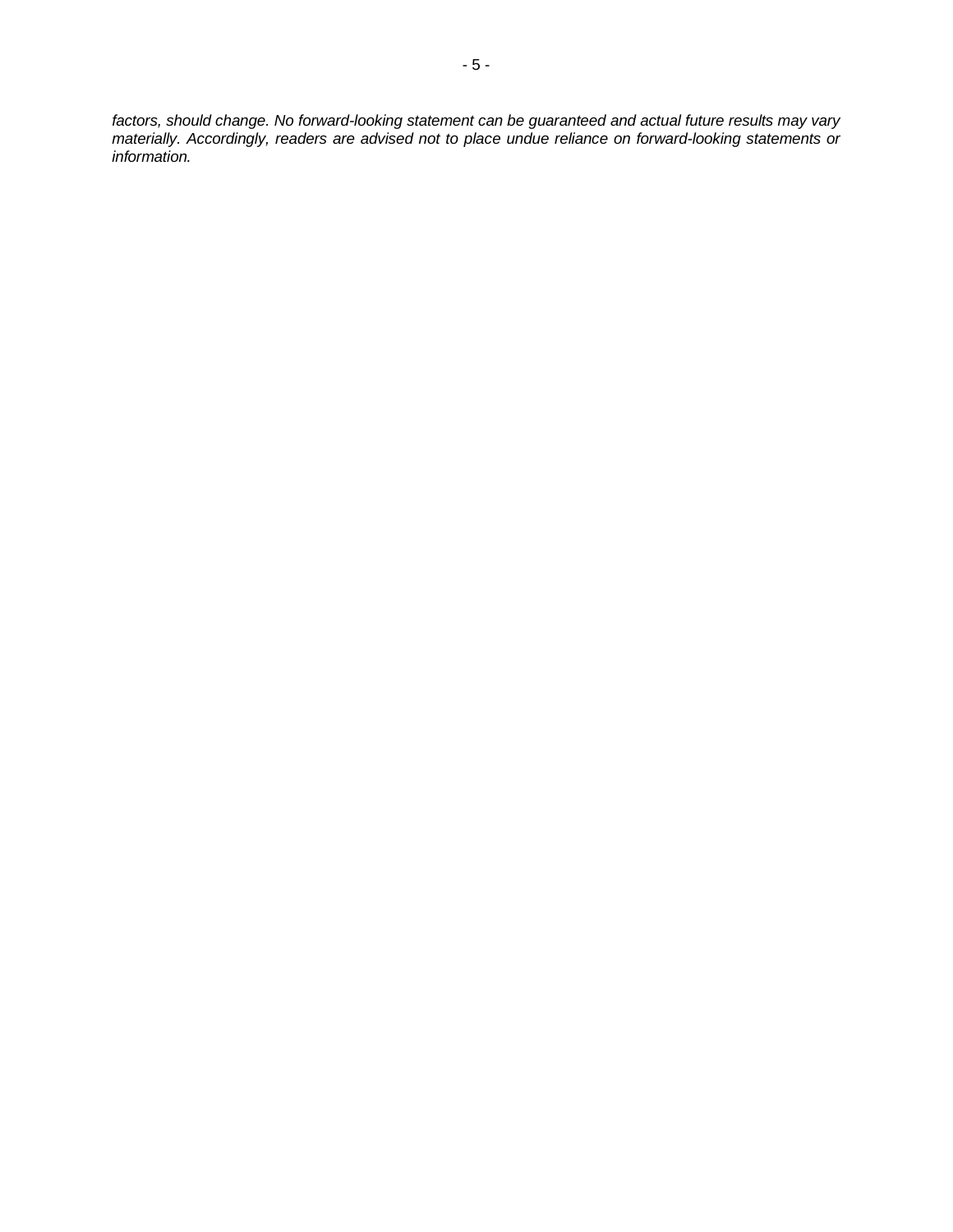*factors, should change. No forward-looking statement can be guaranteed and actual future results may vary materially. Accordingly, readers are advised not to place undue reliance on forward-looking statements or information.*